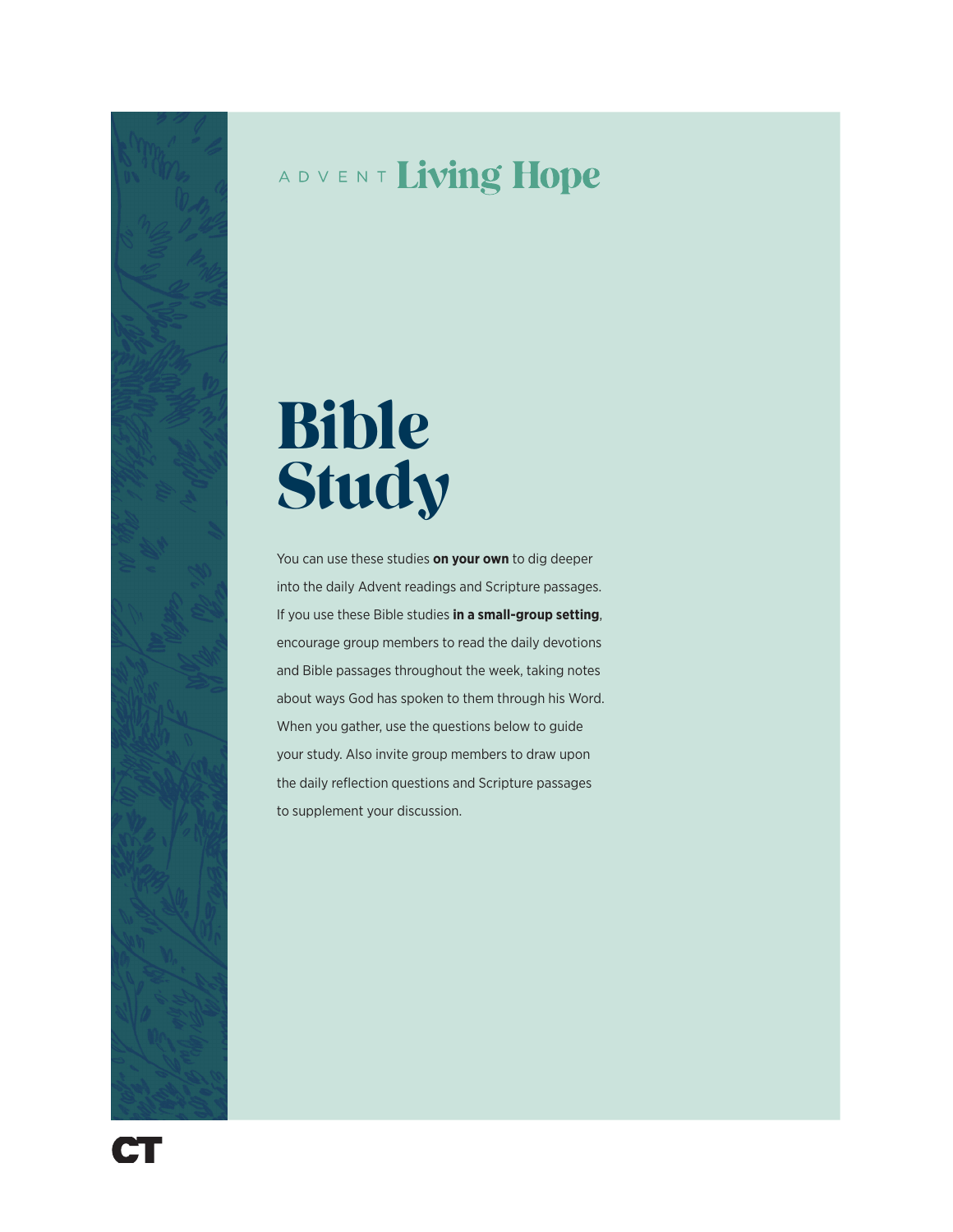ADVENT **Living Hope**

# Bible Study

You can use these studies **on your own** to dig deeper into the daily Advent readings and Scripture passages. If you use these Bible studies **in a small-group setting**, encourage group members to read the daily devotions and Bible passages throughout the week, taking notes about ways God has spoken to them through his Word. When you gather, use the questions below to guide your study. Also invite group members to draw upon the daily reflection questions and Scripture passages to supplement your discussion.

CT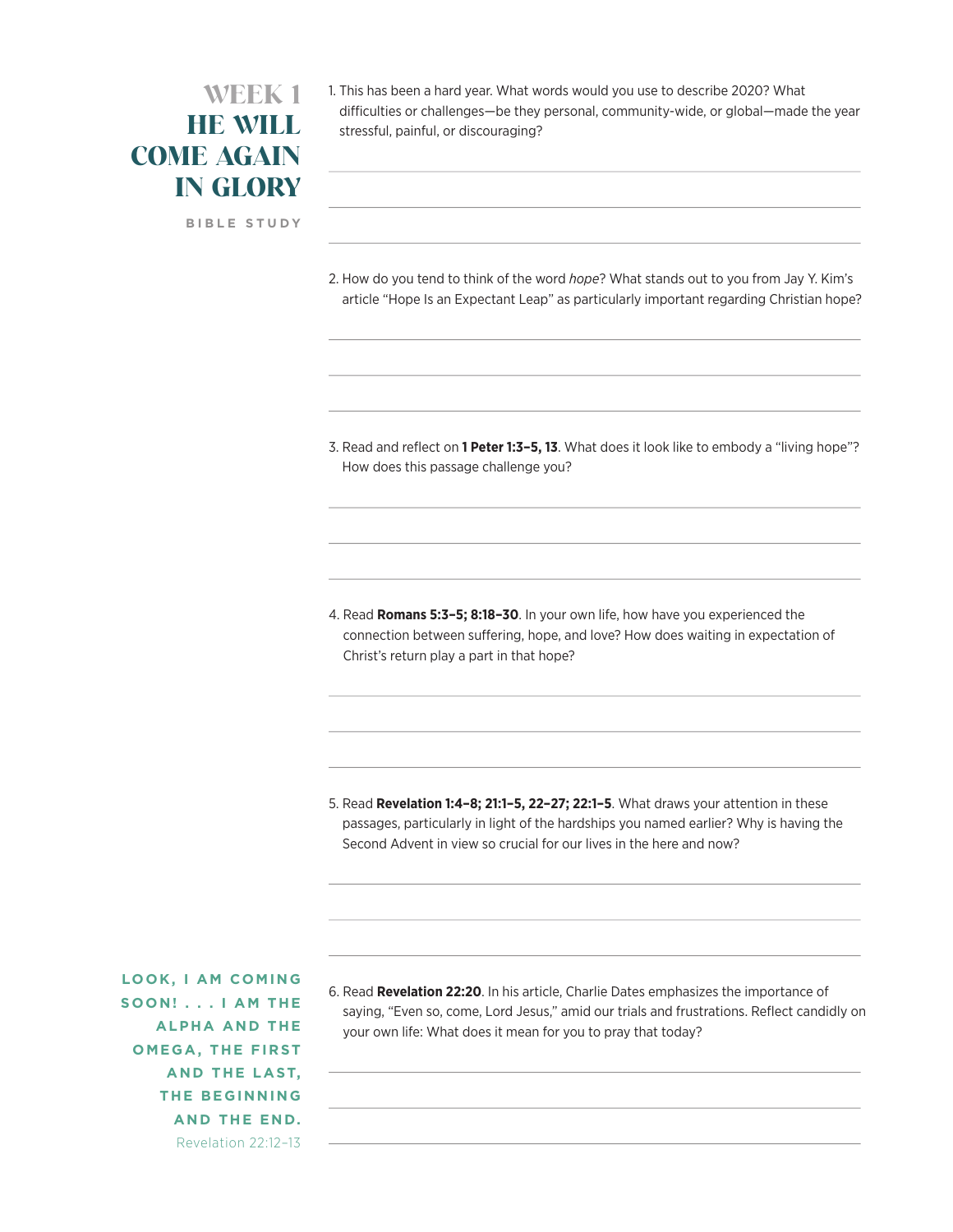# WEEK 1
# HE WILL COME AGAIN IN GLORY

BIBLE STUDY

1. This has been a hard year. What words would you use to describe 2020? What difficulties or challenges—be they personal, community-wide, or global—made the year stressful, painful, or discouraging?

2. How do you tend to think of the word *hope*? What stands out to you from Jay Y. Kim's article "Hope Is an Expectant Leap" as particularly important regarding Christian hope?

3. Read and reflect on **1 Peter 1:3–5, 13**. What does it look like to embody a "living hope"? How does this passage challenge you?

4. Read **Romans 5:3–5; 8:18–30**. In your own life, how have you experienced the connection between suffering, hope, and love? How does waiting in expectation of Christ's return play a part in that hope?

5. Read **Revelation 1:4–8; 21:1–5, 22–27; 22:1–5**. What draws your attention in these passages, particularly in light of the hardships you named earlier? Why is having the Second Advent in view so crucial for our lives in the here and now?

6. Read **Revelation 22:20**. In his article, Charlie Dates emphasizes the importance of saying, "Even so, come, Lord Jesus," amid our trials and frustrations. Reflect candidly on your own life: What does it mean for you to pray that today?

LOOK, I AM COMING SOON! . . . I AM THE ALPHA AND THE OMEGA, THE FIRST AND THE LAST, THE BEGINNING AND THE END.

Revelation 22:12–13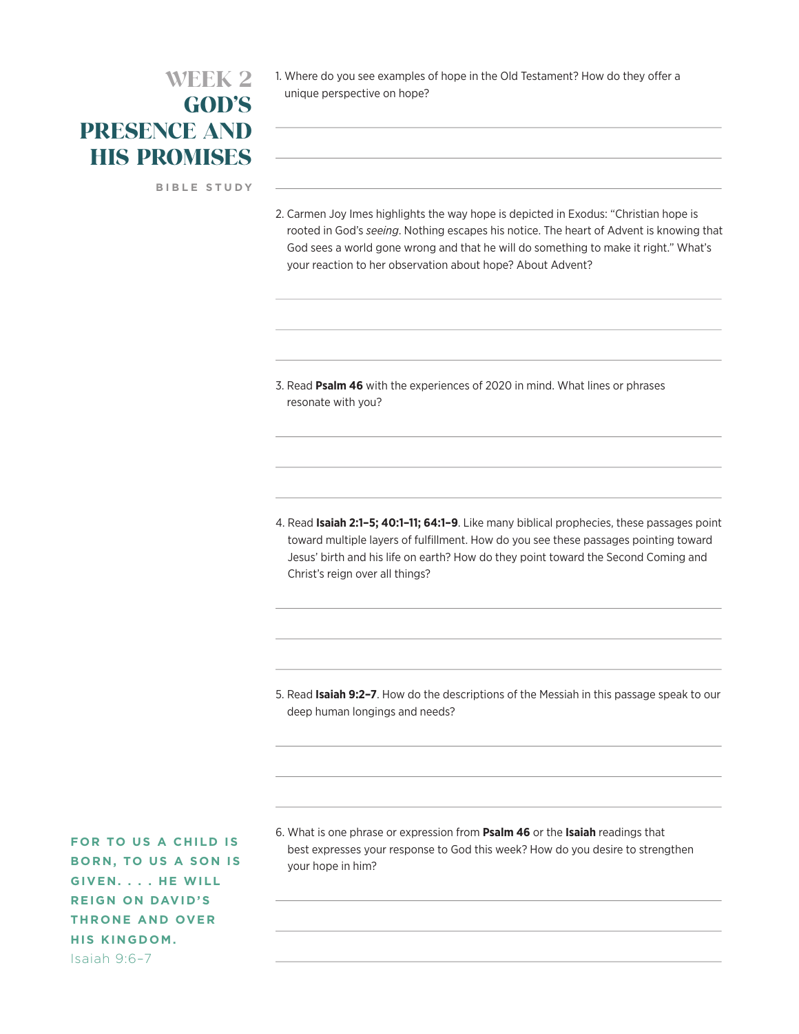# WEEK 2 GOD'S PRESENCE AND HIS PROMISES

BIBLE STUDY

1. Where do you see examples of hope in the Old Testament? How do they offer a unique perspective on hope?

2. Carmen Joy Imes highlights the way hope is depicted in Exodus: "Christian hope is rooted in God's *seeing*. Nothing escapes his notice. The heart of Advent is knowing that God sees a world gone wrong and that he will do something to make it right." What's your reaction to her observation about hope? About Advent?

3. Read **Psalm 46** with the experiences of 2020 in mind. What lines or phrases resonate with you?

4. Read **Isaiah 2:1–5; 40:1–11; 64:1–9**. Like many biblical prophecies, these passages point toward multiple layers of fulfillment. How do you see these passages pointing toward Jesus' birth and his life on earth? How do they point toward the Second Coming and Christ's reign over all things?

5. Read **Isaiah 9:2–7**. How do the descriptions of the Messiah in this passage speak to our deep human longings and needs?

6. What is one phrase or expression from **Psalm 46** or the **Isaiah** readings that best expresses your response to God this week? How do you desire to strengthen your hope in him?

**FOR TO US A CHILD IS BORN, TO US A SON IS GIVEN. . . . HE WILL REIGN ON DAVID'S THRONE AND OVER HIS KINGDOM.**
Isaiah 9:6–7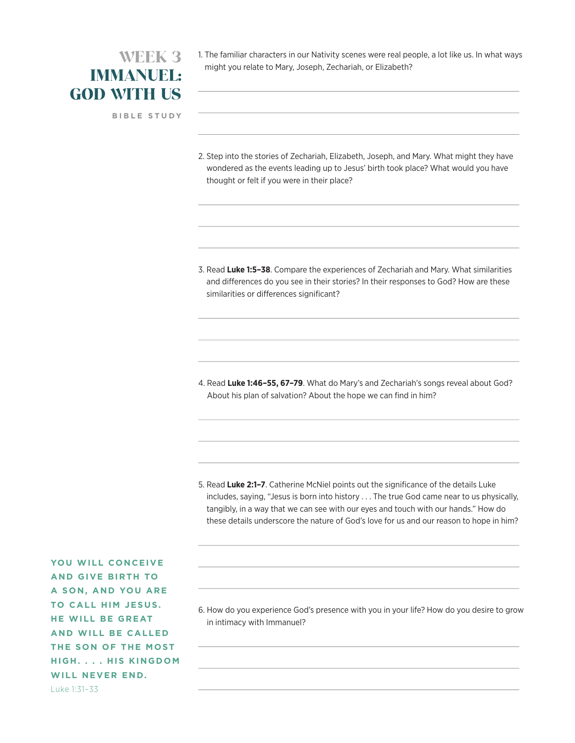# WEEK 3
# IMMANUEL: GOD WITH US

**BIBLE STUDY**

1. The familiar characters in our Nativity scenes were real people, a lot like us. In what ways might you relate to Mary, Joseph, Zechariah, or Elizabeth?

2. Step into the stories of Zechariah, Elizabeth, Joseph, and Mary. What might they have wondered as the events leading up to Jesus' birth took place? What would you have thought or felt if you were in their place?

3. Read **Luke 1:5–38**. Compare the experiences of Zechariah and Mary. What similarities and differences do you see in their stories? In their responses to God? How are these similarities or differences significant?

4. Read **Luke 1:46–55, 67–79**. What do Mary's and Zechariah's songs reveal about God? About his plan of salvation? About the hope we can find in him?

5. Read **Luke 2:1–7**. Catherine McNiel points out the significance of the details Luke includes, saying, "Jesus is born into history . . . The true God came near to us physically, tangibly, in a way that we can see with our eyes and touch with our hands." How do these details underscore the nature of God's love for us and our reason to hope in him?

6. How do you experience God's presence with you in your life? How do you desire to grow in intimacy with Immanuel?

**YOU WILL CONCEIVE AND GIVE BIRTH TO A SON, AND YOU ARE TO CALL HIM JESUS. HE WILL BE GREAT AND WILL BE CALLED THE SON OF THE MOST HIGH. . . . HIS KINGDOM WILL NEVER END.**

Luke 1:31–33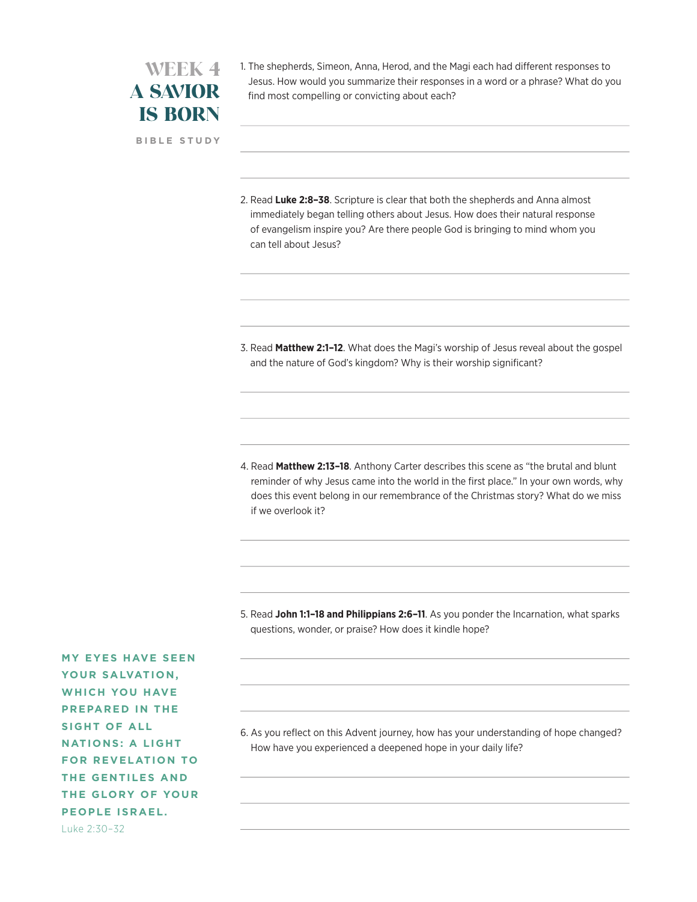# WEEK 4
# A SAVIOR IS BORN

BIBLE STUDY

1. The shepherds, Simeon, Anna, Herod, and the Magi each had different responses to Jesus. How would you summarize their responses in a word or a phrase? What do you find most compelling or convicting about each?

2. Read **Luke 2:8–38**. Scripture is clear that both the shepherds and Anna almost immediately began telling others about Jesus. How does their natural response of evangelism inspire you? Are there people God is bringing to mind whom you can tell about Jesus?

3. Read **Matthew 2:1–12**. What does the Magi's worship of Jesus reveal about the gospel and the nature of God's kingdom? Why is their worship significant?

4. Read **Matthew 2:13–18**. Anthony Carter describes this scene as "the brutal and blunt reminder of why Jesus came into the world in the first place." In your own words, why does this event belong in our remembrance of the Christmas story? What do we miss if we overlook it?

5. Read **John 1:1–18 and Philippians 2:6–11**. As you ponder the Incarnation, what sparks questions, wonder, or praise? How does it kindle hope?

6. As you reflect on this Advent journey, how has your understanding of hope changed? How have you experienced a deepened hope in your daily life?

**MY EYES HAVE SEEN YOUR SALVATION, WHICH YOU HAVE PREPARED IN THE SIGHT OF ALL NATIONS: A LIGHT FOR REVELATION TO THE GENTILES AND THE GLORY OF YOUR PEOPLE ISRAEL.**

Luke 2:30–32